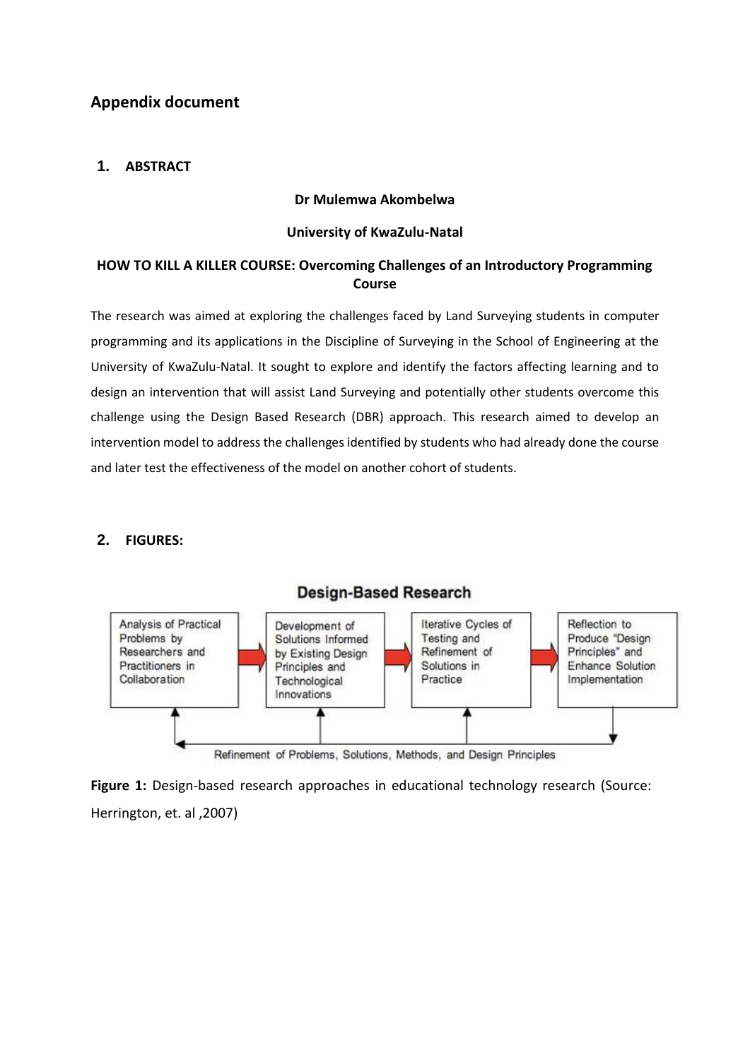## Appendix document

### 1. ABSTRACT

**Dr Mulemwa Akombelwa**

**University of KwaZulu-Natal**

**HOW TO KILL A KILLER COURSE: Overcoming Challenges of an Introductory Programming Course**

The research was aimed at exploring the challenges faced by Land Surveying students in computer programming and its applications in the Discipline of Surveying in the School of Engineering at the University of KwaZulu-Natal. It sought to explore and identify the factors affecting learning and to design an intervention that will assist Land Surveying and potentially other students overcome this challenge using the Design Based Research (DBR) approach. This research aimed to develop an intervention model to address the challenges identified by students who had already done the course and later test the effectiveness of the model on another cohort of students.

### 2. FIGURES:

**Design-Based Research**

Analysis of Practical Problems by Researchers and Practitioners in Collaboration → Development of Solutions Informed by Existing Design Principles and Technological Innovations → Iterative Cycles of Testing and Refinement of Solutions in Practice → Reflection to Produce "Design Principles" and Enhance Solution Implementation

Refinement of Problems, Solutions, Methods, and Design Principles

**Figure 1:** Design-based research approaches in educational technology research (Source: Herrington, et. al ,2007)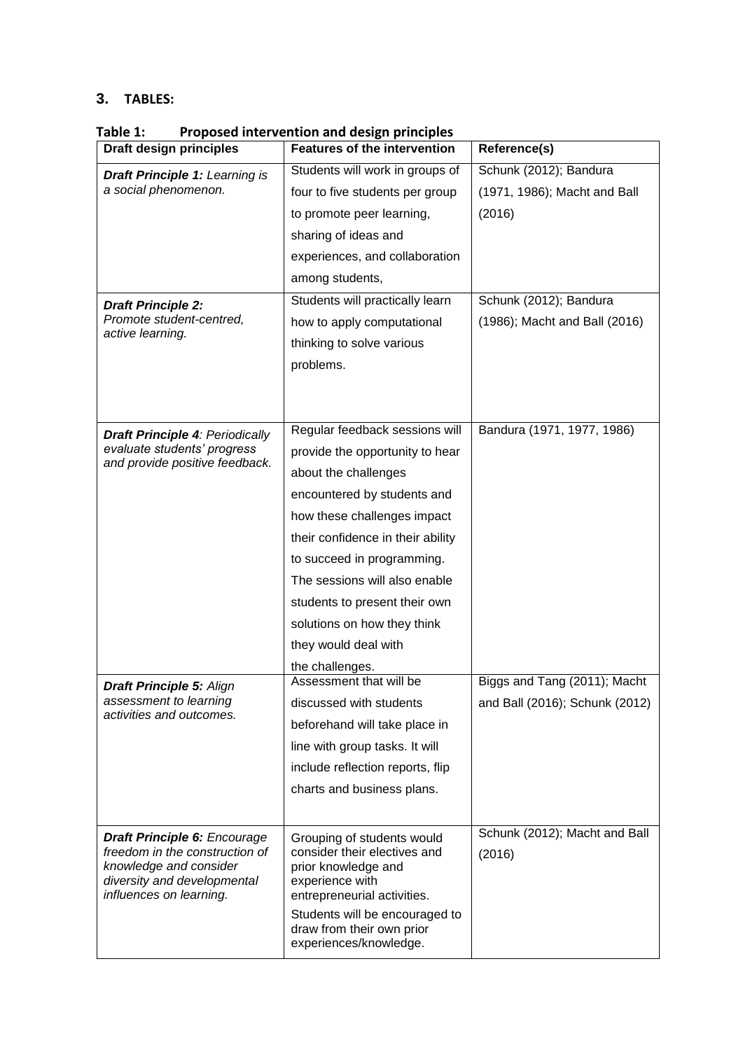## 3. TABLES:

**Table 1: Proposed intervention and design principles**

| Draft design principles | Features of the intervention | Reference(s) |
|---|---|---|
| ***Draft Principle 1:*** *Learning is a social phenomenon.* | Students will work in groups of four to five students per group to promote peer learning, sharing of ideas and experiences, and collaboration among students, | Schunk (2012); Bandura (1971, 1986); Macht and Ball (2016) |
| ***Draft Principle 2:*** *Promote student-centred, active learning.* | Students will practically learn how to apply computational thinking to solve various problems. | Schunk (2012); Bandura (1986); Macht and Ball (2016) |
| ***Draft Principle 4****: Periodically evaluate students' progress and provide positive feedback.* | Regular feedback sessions will provide the opportunity to hear about the challenges encountered by students and how these challenges impact their confidence in their ability to succeed in programming. The sessions will also enable students to present their own solutions on how they think they would deal with the challenges. | Bandura (1971, 1977, 1986) |
| ***Draft Principle 5:*** *Align assessment to learning activities and outcomes.* | Assessment that will be discussed with students beforehand will take place in line with group tasks. It will include reflection reports, flip charts and business plans. | Biggs and Tang (2011); Macht and Ball (2016); Schunk (2012) |
| ***Draft Principle 6:*** *Encourage freedom in the construction of knowledge and consider diversity and developmental influences on learning.* | Grouping of students would consider their electives and prior knowledge and experience with entrepreneurial activities. Students will be encouraged to draw from their own prior experiences/knowledge. | Schunk (2012); Macht and Ball (2016) |